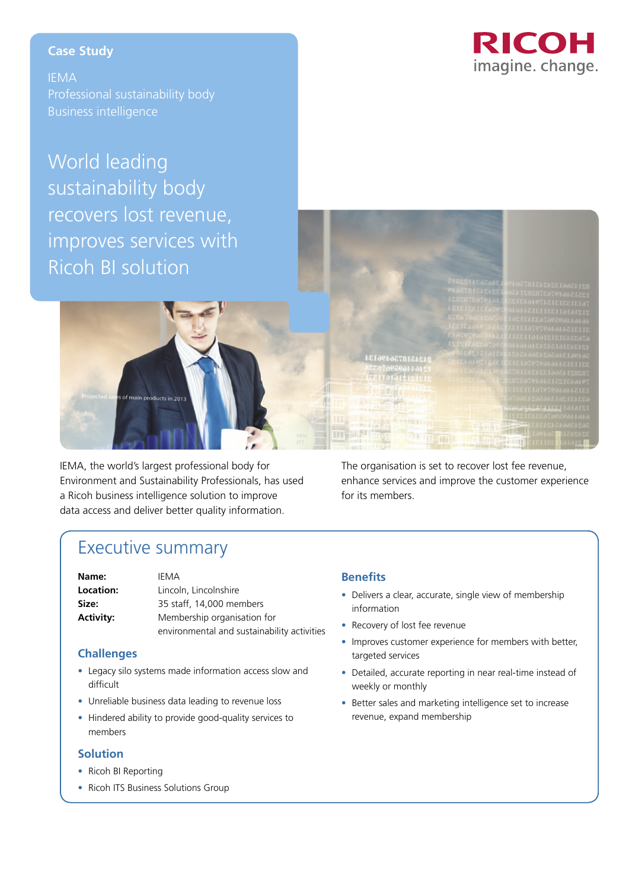**Case Study**

IEMA
Professional sustainability body
Business intelligence

RICOH
imagine. change.

# World leading sustainability body recovers lost revenue, improves services with Ricoh BI solution

IEMA, the world's largest professional body for Environment and Sustainability Professionals, has used a Ricoh business intelligence solution to improve data access and deliver better quality information.

The organisation is set to recover lost fee revenue, enhance services and improve the customer experience for its members.

## Executive summary

| | |
|---|---|
| **Name:** | IEMA |
| **Location:** | Lincoln, Lincolnshire |
| **Size:** | 35 staff, 14,000 members |
| **Activity:** | Membership organisation for environmental and sustainability activities |

### Challenges

- Legacy silo systems made information access slow and difficult
- Unreliable business data leading to revenue loss
- Hindered ability to provide good-quality services to members

### Solution

- Ricoh BI Reporting
- Ricoh ITS Business Solutions Group

### Benefits

- Delivers a clear, accurate, single view of membership information
- Recovery of lost fee revenue
- Improves customer experience for members with better, targeted services
- Detailed, accurate reporting in near real-time instead of weekly or monthly
- Better sales and marketing intelligence set to increase revenue, expand membership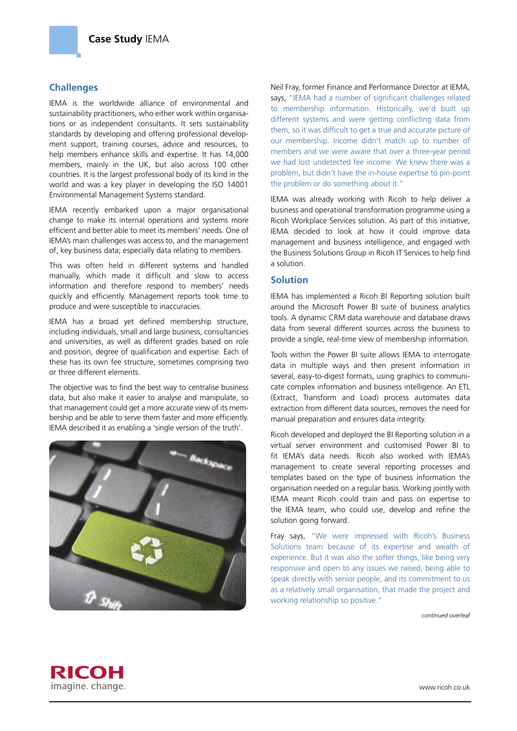# Case Study IEMA

## Challenges

IEMA is the worldwide alliance of environmental and sustainability practitioners, who either work within organisations or as independent consultants. It sets sustainability standards by developing and offering professional development support, training courses, advice and resources, to help members enhance skills and expertise. It has 14,000 members, mainly in the UK, but also across 100 other countries. It is the largest professional body of its kind in the world and was a key player in developing the ISO 14001 Environmental Management Systems standard.

IEMA recently embarked upon a major organisational change to make its internal operations and systems more efficient and better able to meet its members' needs. One of IEMA's main challenges was access to, and the management of, key business data; especially data relating to members.

This was often held in different systems and handled manually, which made it difficult and slow to access information and therefore respond to members' needs quickly and efficiently. Management reports took time to produce and were susceptible to inaccuracies.

IEMA has a broad yet defined membership structure, including individuals, small and large business, consultancies and universities, as well as different grades based on role and position, degree of qualification and expertise. Each of these has its own fee structure, sometimes comprising two or three different elements.

The objective was to find the best way to centralise business data, but also make it easier to analyse and manipulate, so that management could get a more accurate view of its membership and be able to serve them faster and more efficiently. IEMA described it as enabling a 'single version of the truth'.

Neil Fray, former Finance and Performance Director at IEMA, says, "IEMA had a number of significant challenges related to membership information. Historically, we'd built up different systems and were getting conflicting data from them, so it was difficult to get a true and accurate picture of our membership. Income didn't match up to number of members and we were aware that over a three-year period we had lost undetected fee income. We knew there was a problem, but didn't have the in-house expertise to pin-point the problem or do something about it."

IEMA was already working with Ricoh to help deliver a business and operational transformation programme using a Ricoh Workplace Services solution. As part of this initiative, IEMA decided to look at how it could improve data management and business intelligence, and engaged with the Business Solutions Group in Ricoh IT Services to help find a solution.

## Solution

IEMA has implemented a Ricoh BI Reporting solution built around the Microsoft Power BI suite of business analytics tools. A dynamic CRM data warehouse and database draws data from several different sources across the business to provide a single, real-time view of membership information.

Tools within the Power BI suite allows IEMA to interrogate data in multiple ways and then present information in several, easy-to-digest formats, using graphics to communicate complex information and business intelligence. An ETL (Extract, Transform and Load) process automates data extraction from different data sources, removes the need for manual preparation and ensures data integrity.

Ricoh developed and deployed the BI Reporting solution in a virtual server environment and customised Power BI to fit IEMA's data needs. Ricoh also worked with IEMA's management to create several reporting processes and templates based on the type of business information the organisation needed on a regular basis. Working jointly with IEMA meant Ricoh could train and pass on expertise to the IEMA team, who could use, develop and refine the solution going forward.

Fray says, "We were impressed with Ricoh's Business Solutions team because of its expertise and wealth of experience. But it was also the softer things, like being very responsive and open to any issues we raised, being able to speak directly with senior people, and its commitment to us as a relatively small organisation, that made the project and working relationship so positive."

*continued overleaf*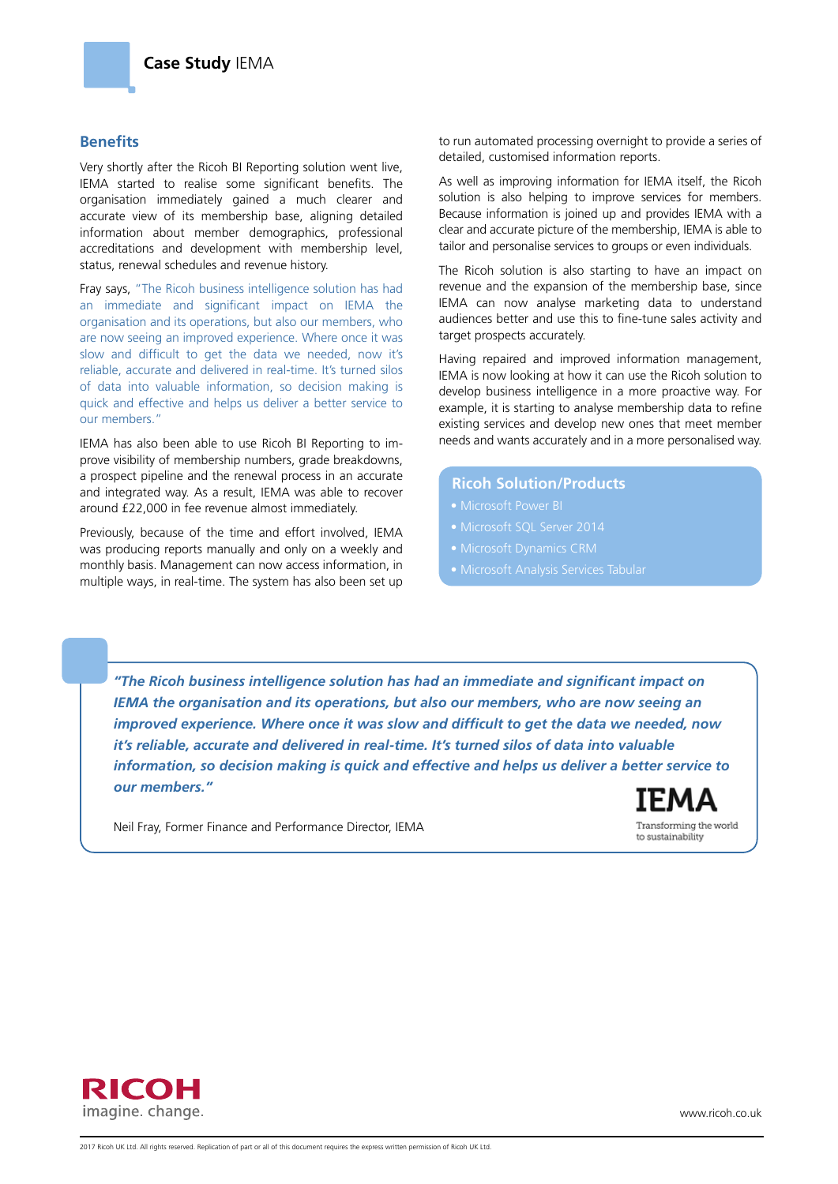## Benefits

Very shortly after the Ricoh BI Reporting solution went live, IEMA started to realise some significant benefits. The organisation immediately gained a much clearer and accurate view of its membership base, aligning detailed information about member demographics, professional accreditations and development with membership level, status, renewal schedules and revenue history.

Fray says, "The Ricoh business intelligence solution has had an immediate and significant impact on IEMA the organisation and its operations, but also our members, who are now seeing an improved experience. Where once it was slow and difficult to get the data we needed, now it's reliable, accurate and delivered in real-time. It's turned silos of data into valuable information, so decision making is quick and effective and helps us deliver a better service to our members."

IEMA has also been able to use Ricoh BI Reporting to improve visibility of membership numbers, grade breakdowns, a prospect pipeline and the renewal process in an accurate and integrated way. As a result, IEMA was able to recover around £22,000 in fee revenue almost immediately.

Previously, because of the time and effort involved, IEMA was producing reports manually and only on a weekly and monthly basis. Management can now access information, in multiple ways, in real-time. The system has also been set up to run automated processing overnight to provide a series of detailed, customised information reports.

As well as improving information for IEMA itself, the Ricoh solution is also helping to improve services for members. Because information is joined up and provides IEMA with a clear and accurate picture of the membership, IEMA is able to tailor and personalise services to groups or even individuals.

The Ricoh solution is also starting to have an impact on revenue and the expansion of the membership base, since IEMA can now analyse marketing data to understand audiences better and use this to fine-tune sales activity and target prospects accurately.

Having repaired and improved information management, IEMA is now looking at how it can use the Ricoh solution to develop business intelligence in a more proactive way. For example, it is starting to analyse membership data to refine existing services and develop new ones that meet member needs and wants accurately and in a more personalised way.

### Ricoh Solution/Products

- Microsoft Power BI
- Microsoft SQL Server 2014
- Microsoft Dynamics CRM
- Microsoft Analysis Services Tabular

***"The Ricoh business intelligence solution has had an immediate and significant impact on IEMA the organisation and its operations, but also our members, who are now seeing an improved experience. Where once it was slow and difficult to get the data we needed, now it's reliable, accurate and delivered in real-time. It's turned silos of data into valuable information, so decision making is quick and effective and helps us deliver a better service to our members."***

Neil Fray, Former Finance and Performance Director, IEMA

IEMA
Transforming the world to sustainability

RICOH
imagine. change.

www.ricoh.co.uk

2017 Ricoh UK Ltd. All rights reserved. Replication of part or all of this document requires the express written permission of Ricoh UK Ltd.